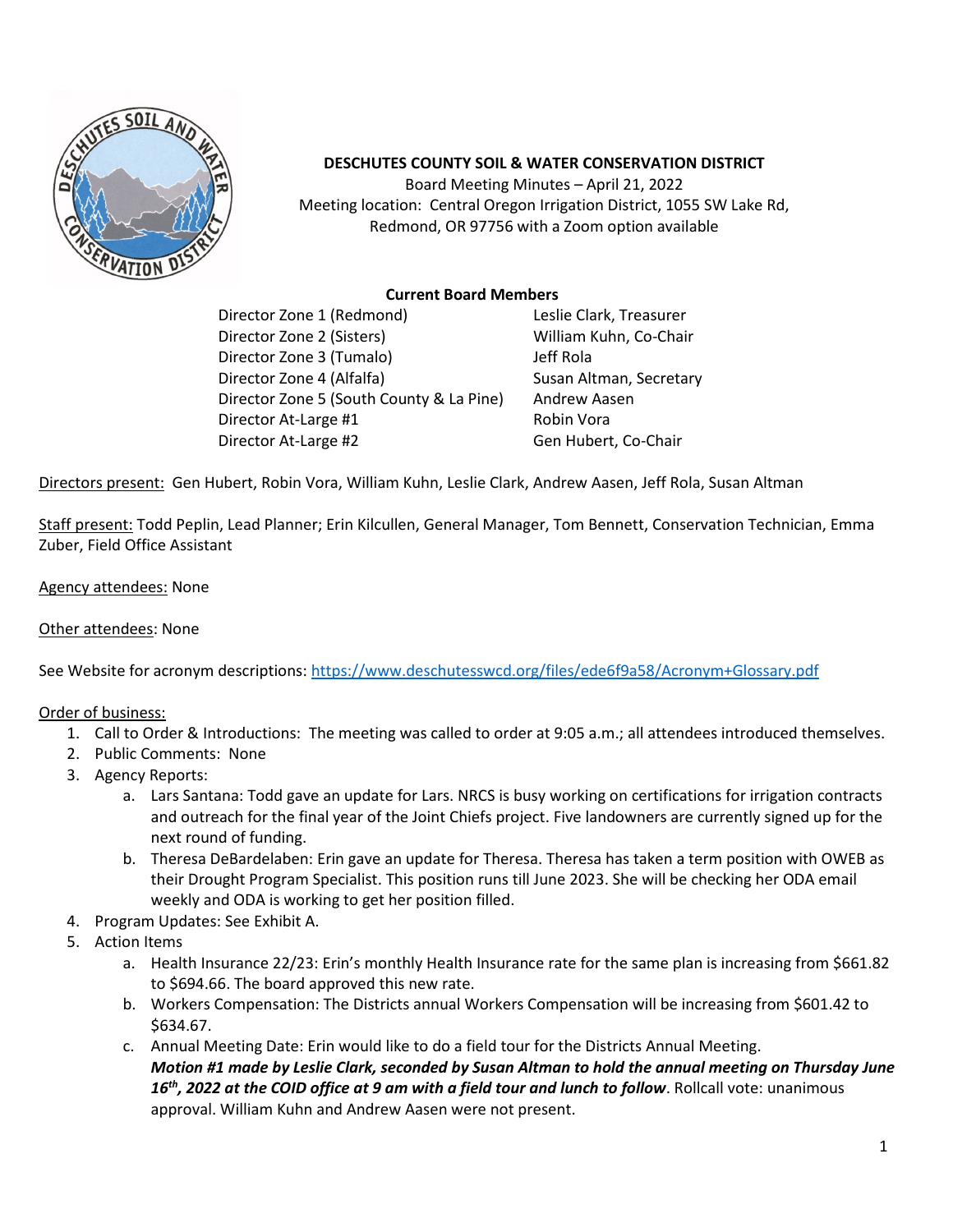**DESCHUTES COUNTY SOIL & WATER CONSERVATION DISTRICT**

Board Meeting Minutes – April 21, 2022

Meeting location: Central Oregon Irrigation District, 1055 SW Lake Rd, Redmond, OR 97756 with a Zoom option available

**Current Board Members**

| | |
|---|---|
| Director Zone 1 (Redmond) | Leslie Clark, Treasurer |
| Director Zone 2 (Sisters) | William Kuhn, Co-Chair |
| Director Zone 3 (Tumalo) | Jeff Rola |
| Director Zone 4 (Alfalfa) | Susan Altman, Secretary |
| Director Zone 5 (South County & La Pine) | Andrew Aasen |
| Director At-Large #1 | Robin Vora |
| Director At-Large #2 | Gen Hubert, Co-Chair |

Directors present: Gen Hubert, Robin Vora, William Kuhn, Leslie Clark, Andrew Aasen, Jeff Rola, Susan Altman

Staff present: Todd Peplin, Lead Planner; Erin Kilcullen, General Manager, Tom Bennett, Conservation Technician, Emma Zuber, Field Office Assistant

Agency attendees: None

Other attendees: None

See Website for acronym descriptions: https://www.deschutesswcd.org/files/ede6f9a58/Acronym+Glossary.pdf

Order of business:

1. Call to Order & Introductions: The meeting was called to order at 9:05 a.m.; all attendees introduced themselves.
2. Public Comments: None
3. Agency Reports:
   a. Lars Santana: Todd gave an update for Lars. NRCS is busy working on certifications for irrigation contracts and outreach for the final year of the Joint Chiefs project. Five landowners are currently signed up for the next round of funding.
   b. Theresa DeBardelaben: Erin gave an update for Theresa. Theresa has taken a term position with OWEB as their Drought Program Specialist. This position runs till June 2023. She will be checking her ODA email weekly and ODA is working to get her position filled.
4. Program Updates: See Exhibit A.
5. Action Items
   a. Health Insurance 22/23: Erin's monthly Health Insurance rate for the same plan is increasing from $661.82 to $694.66. The board approved this new rate.
   b. Workers Compensation: The Districts annual Workers Compensation will be increasing from $601.42 to $634.67.
   c. Annual Meeting Date: Erin would like to do a field tour for the Districts Annual Meeting. ***Motion #1 made by Leslie Clark, seconded by Susan Altman to hold the annual meeting on Thursday June 16th, 2022 at the COID office at 9 am with a field tour and lunch to follow***. Rollcall vote: unanimous approval. William Kuhn and Andrew Aasen were not present.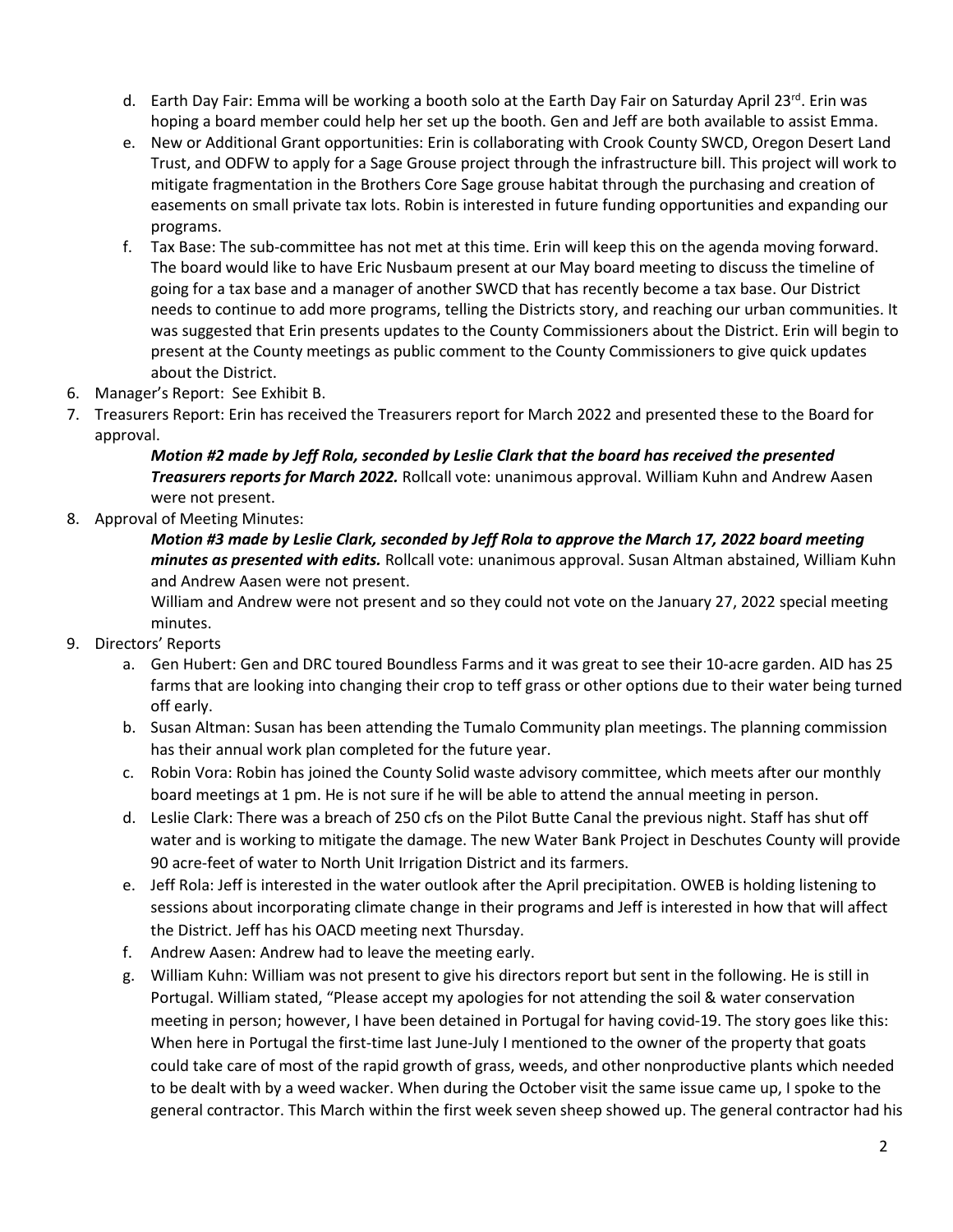d. Earth Day Fair: Emma will be working a booth solo at the Earth Day Fair on Saturday April 23rd. Erin was hoping a board member could help her set up the booth. Gen and Jeff are both available to assist Emma.

e. New or Additional Grant opportunities: Erin is collaborating with Crook County SWCD, Oregon Desert Land Trust, and ODFW to apply for a Sage Grouse project through the infrastructure bill. This project will work to mitigate fragmentation in the Brothers Core Sage grouse habitat through the purchasing and creation of easements on small private tax lots. Robin is interested in future funding opportunities and expanding our programs.

f. Tax Base: The sub-committee has not met at this time. Erin will keep this on the agenda moving forward. The board would like to have Eric Nusbaum present at our May board meeting to discuss the timeline of going for a tax base and a manager of another SWCD that has recently become a tax base. Our District needs to continue to add more programs, telling the Districts story, and reaching our urban communities. It was suggested that Erin presents updates to the County Commissioners about the District. Erin will begin to present at the County meetings as public comment to the County Commissioners to give quick updates about the District.

6. Manager's Report: See Exhibit B.

7. Treasurers Report: Erin has received the Treasurers report for March 2022 and presented these to the Board for approval.

   ***Motion #2 made by Jeff Rola, seconded by Leslie Clark that the board has received the presented Treasurers reports for March 2022.*** Rollcall vote: unanimous approval. William Kuhn and Andrew Aasen were not present.

8. Approval of Meeting Minutes:

   ***Motion #3 made by Leslie Clark, seconded by Jeff Rola to approve the March 17, 2022 board meeting minutes as presented with edits.*** Rollcall vote: unanimous approval. Susan Altman abstained, William Kuhn and Andrew Aasen were not present.

   William and Andrew were not present and so they could not vote on the January 27, 2022 special meeting minutes.

9. Directors' Reports

   a. Gen Hubert: Gen and DRC toured Boundless Farms and it was great to see their 10-acre garden. AID has 25 farms that are looking into changing their crop to teff grass or other options due to their water being turned off early.

   b. Susan Altman: Susan has been attending the Tumalo Community plan meetings. The planning commission has their annual work plan completed for the future year.

   c. Robin Vora: Robin has joined the County Solid waste advisory committee, which meets after our monthly board meetings at 1 pm. He is not sure if he will be able to attend the annual meeting in person.

   d. Leslie Clark: There was a breach of 250 cfs on the Pilot Butte Canal the previous night. Staff has shut off water and is working to mitigate the damage. The new Water Bank Project in Deschutes County will provide 90 acre-feet of water to North Unit Irrigation District and its farmers.

   e. Jeff Rola: Jeff is interested in the water outlook after the April precipitation. OWEB is holding listening to sessions about incorporating climate change in their programs and Jeff is interested in how that will affect the District. Jeff has his OACD meeting next Thursday.

   f. Andrew Aasen: Andrew had to leave the meeting early.

   g. William Kuhn: William was not present to give his directors report but sent in the following. He is still in Portugal. William stated, "Please accept my apologies for not attending the soil & water conservation meeting in person; however, I have been detained in Portugal for having covid-19. The story goes like this: When here in Portugal the first-time last June-July I mentioned to the owner of the property that goats could take care of most of the rapid growth of grass, weeds, and other nonproductive plants which needed to be dealt with by a weed wacker. When during the October visit the same issue came up, I spoke to the general contractor. This March within the first week seven sheep showed up. The general contractor had his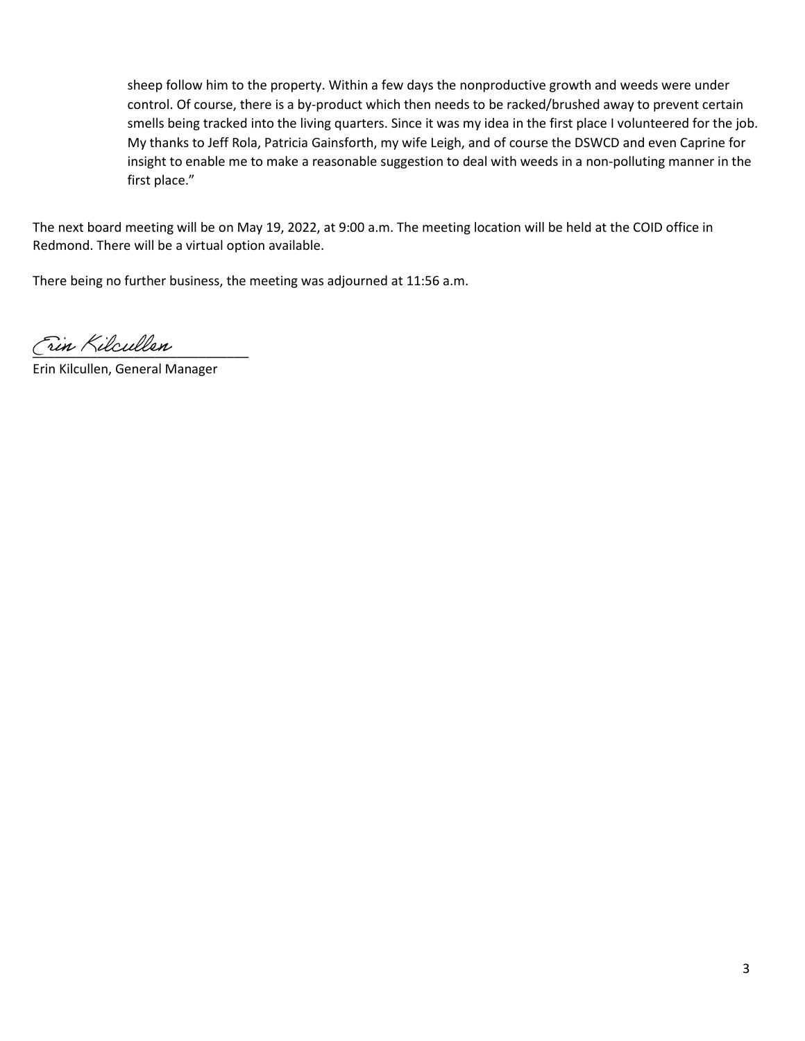sheep follow him to the property. Within a few days the nonproductive growth and weeds were under control. Of course, there is a by-product which then needs to be racked/brushed away to prevent certain smells being tracked into the living quarters. Since it was my idea in the first place I volunteered for the job. My thanks to Jeff Rola, Patricia Gainsforth, my wife Leigh, and of course the DSWCD and even Caprine for insight to enable me to make a reasonable suggestion to deal with weeds in a non-polluting manner in the first place."

The next board meeting will be on May 19, 2022, at 9:00 a.m. The meeting location will be held at the COID office in Redmond. There will be a virtual option available.

There being no further business, the meeting was adjourned at 11:56 a.m.

Erin Kilcullen

Erin Kilcullen, General Manager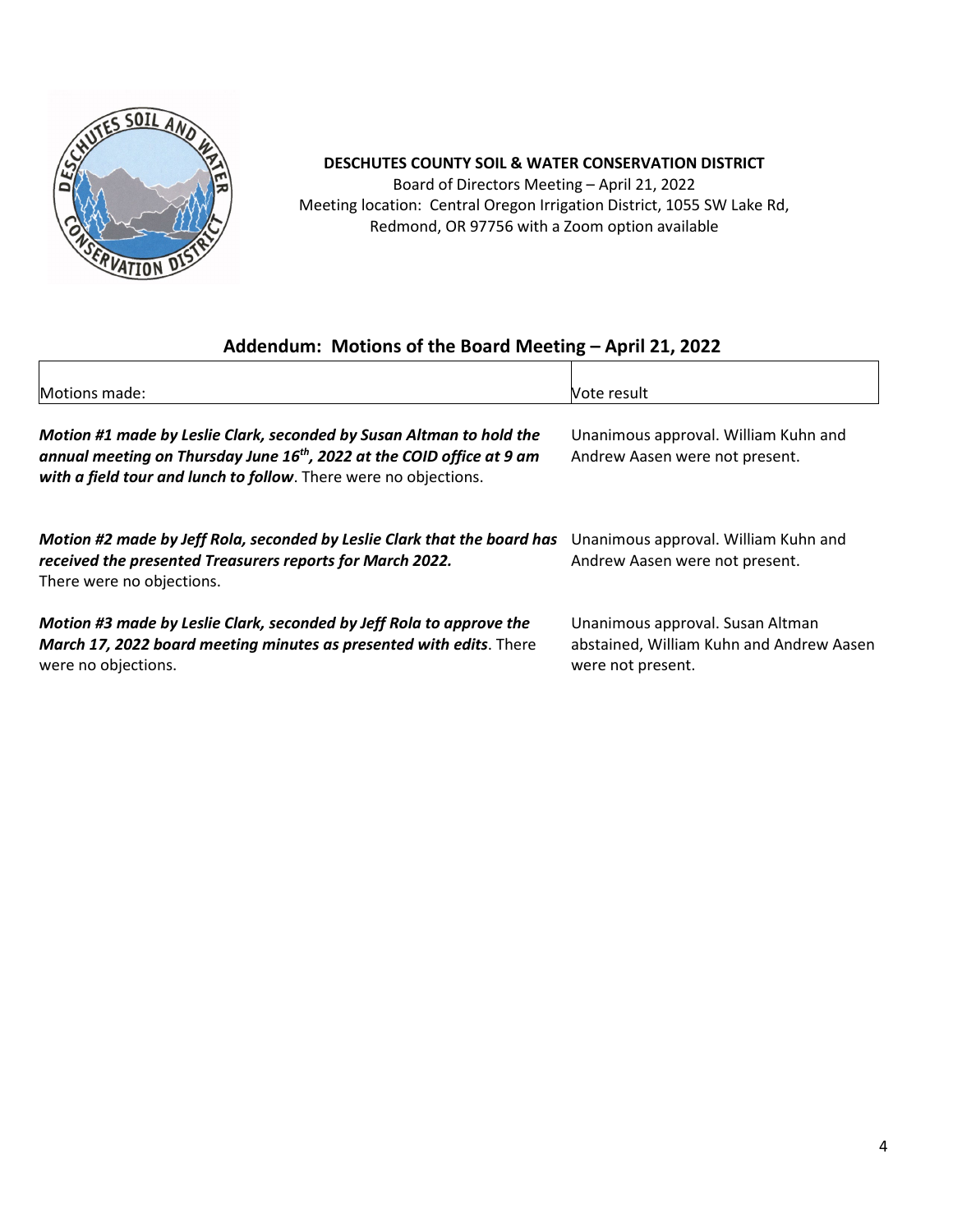**DESCHUTES COUNTY SOIL & WATER CONSERVATION DISTRICT**

Board of Directors Meeting – April 21, 2022

Meeting location: Central Oregon Irrigation District, 1055 SW Lake Rd, Redmond, OR 97756 with a Zoom option available

## Addendum: Motions of the Board Meeting – April 21, 2022

| Motions made: | Vote result |
|---|---|
| ***Motion #1 made by Leslie Clark, seconded by Susan Altman to hold the annual meeting on Thursday June 16th, 2022 at the COID office at 9 am with a field tour and lunch to follow***. There were no objections. | Unanimous approval. William Kuhn and Andrew Aasen were not present. |
| ***Motion #2 made by Jeff Rola, seconded by Leslie Clark that the board has received the presented Treasurers reports for March 2022.*** There were no objections. | Unanimous approval. William Kuhn and Andrew Aasen were not present. |
| ***Motion #3 made by Leslie Clark, seconded by Jeff Rola to approve the March 17, 2022 board meeting minutes as presented with edits***. There were no objections. | Unanimous approval. Susan Altman abstained, William Kuhn and Andrew Aasen were not present. |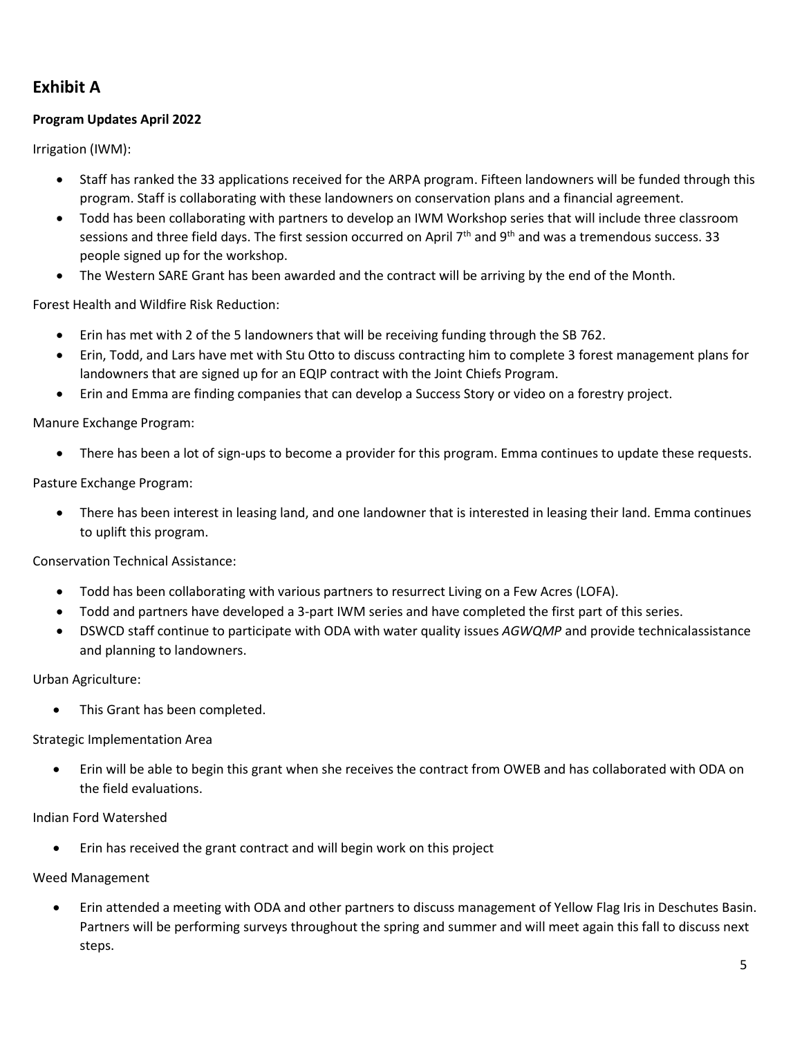## Exhibit A

**Program Updates April 2022**

Irrigation (IWM):

- Staff has ranked the 33 applications received for the ARPA program. Fifteen landowners will be funded through this program. Staff is collaborating with these landowners on conservation plans and a financial agreement.
- Todd has been collaborating with partners to develop an IWM Workshop series that will include three classroom sessions and three field days. The first session occurred on April 7th and 9th and was a tremendous success. 33 people signed up for the workshop.
- The Western SARE Grant has been awarded and the contract will be arriving by the end of the Month.

Forest Health and Wildfire Risk Reduction:

- Erin has met with 2 of the 5 landowners that will be receiving funding through the SB 762.
- Erin, Todd, and Lars have met with Stu Otto to discuss contracting him to complete 3 forest management plans for landowners that are signed up for an EQIP contract with the Joint Chiefs Program.
- Erin and Emma are finding companies that can develop a Success Story or video on a forestry project.

Manure Exchange Program:

- There has been a lot of sign-ups to become a provider for this program. Emma continues to update these requests.

Pasture Exchange Program:

- There has been interest in leasing land, and one landowner that is interested in leasing their land. Emma continues to uplift this program.

Conservation Technical Assistance:

- Todd has been collaborating with various partners to resurrect Living on a Few Acres (LOFA).
- Todd and partners have developed a 3-part IWM series and have completed the first part of this series.
- DSWCD staff continue to participate with ODA with water quality issues *AGWQMP* and provide technicalassistance and planning to landowners.

Urban Agriculture:

- This Grant has been completed.

Strategic Implementation Area

- Erin will be able to begin this grant when she receives the contract from OWEB and has collaborated with ODA on the field evaluations.

Indian Ford Watershed

- Erin has received the grant contract and will begin work on this project

Weed Management

- Erin attended a meeting with ODA and other partners to discuss management of Yellow Flag Iris in Deschutes Basin. Partners will be performing surveys throughout the spring and summer and will meet again this fall to discuss next steps.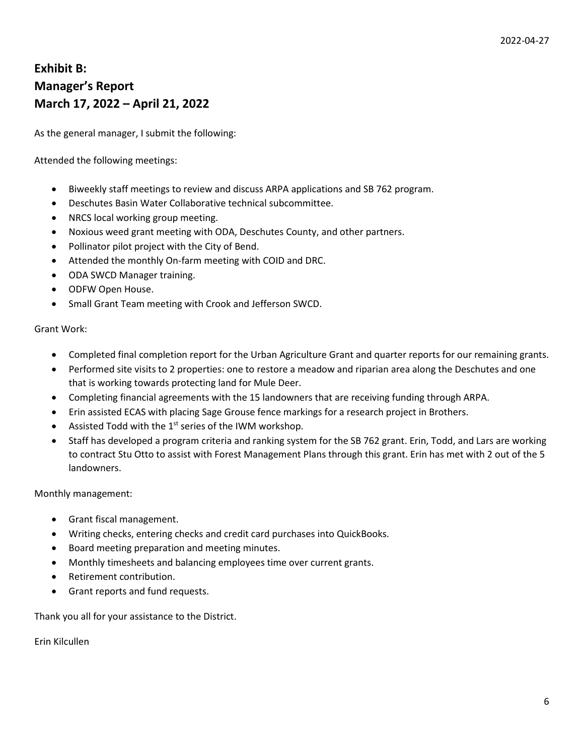2022-04-27

# Exhibit B:
# Manager's Report
# March 17, 2022 – April 21, 2022

As the general manager, I submit the following:

Attended the following meetings:

- Biweekly staff meetings to review and discuss ARPA applications and SB 762 program.
- Deschutes Basin Water Collaborative technical subcommittee.
- NRCS local working group meeting.
- Noxious weed grant meeting with ODA, Deschutes County, and other partners.
- Pollinator pilot project with the City of Bend.
- Attended the monthly On-farm meeting with COID and DRC.
- ODA SWCD Manager training.
- ODFW Open House.
- Small Grant Team meeting with Crook and Jefferson SWCD.

Grant Work:

- Completed final completion report for the Urban Agriculture Grant and quarter reports for our remaining grants.
- Performed site visits to 2 properties: one to restore a meadow and riparian area along the Deschutes and one that is working towards protecting land for Mule Deer.
- Completing financial agreements with the 15 landowners that are receiving funding through ARPA.
- Erin assisted ECAS with placing Sage Grouse fence markings for a research project in Brothers.
- Assisted Todd with the 1st series of the IWM workshop.
- Staff has developed a program criteria and ranking system for the SB 762 grant. Erin, Todd, and Lars are working to contract Stu Otto to assist with Forest Management Plans through this grant. Erin has met with 2 out of the 5 landowners.

Monthly management:

- Grant fiscal management.
- Writing checks, entering checks and credit card purchases into QuickBooks.
- Board meeting preparation and meeting minutes.
- Monthly timesheets and balancing employees time over current grants.
- Retirement contribution.
- Grant reports and fund requests.

Thank you all for your assistance to the District.

Erin Kilcullen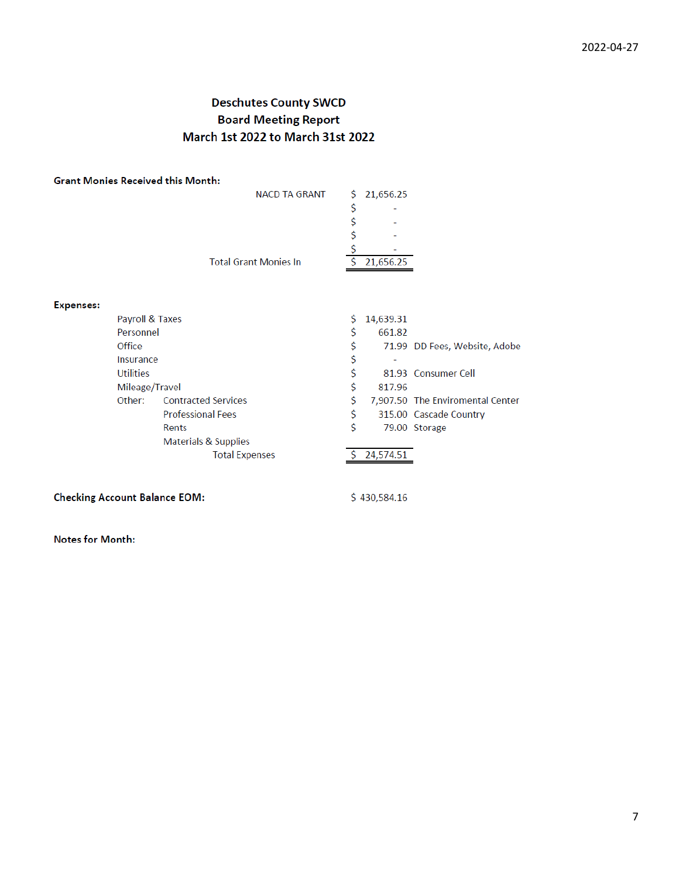2022-04-27

# Deschutes County SWCD
## Board Meeting Report
## March 1st 2022 to March 31st 2022

**Grant Monies Received this Month:**

| | Amount |
|---|---|
| NACD TA GRANT | $ 21,656.25 |
| | $ - |
| | $ - |
| | $ - |
| | $ - |
| Total Grant Monies In | $ 21,656.25 |

**Expenses:**

| Category | | Amount | Notes |
|---|---|---|---|
| Payroll & Taxes | | $ 14,639.31 | |
| Personnel | | $ 661.82 | |
| Office | | $ 71.99 | DD Fees, Website, Adobe |
| Insurance | | $ - | |
| Utilities | | $ 81.93 | Consumer Cell |
| Mileage/Travel | | $ 817.96 | |
| Other: | Contracted Services | $ 7,907.50 | The Enviromental Center |
| | Professional Fees | $ 315.00 | Cascade Country |
| | Rents | $ 79.00 | Storage |
| | Materials & Supplies | | |
| | Total Expenses | $ 24,574.51 | |

**Checking Account Balance EOM:** $ 430,584.16

**Notes for Month:**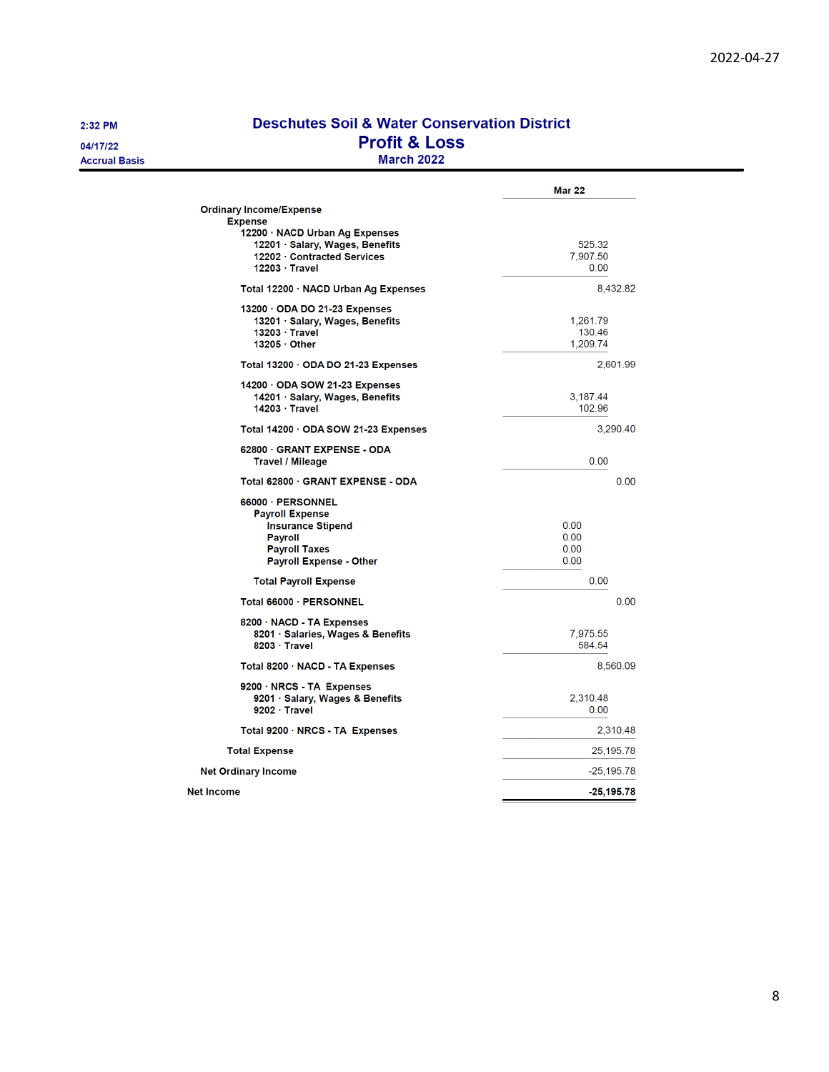2022-04-27

2:32 PM
04/17/22
Accrual Basis

# Deschutes Soil & Water Conservation District
## Profit & Loss
### March 2022

| | Mar 22 |
|---|---|
| **Ordinary Income/Expense** | |
| **Expense** | |
| **12200 · NACD Urban Ag Expenses** | |
| 12201 · Salary, Wages, Benefits | 525.32 |
| 12202 · Contracted Services | 7,907.50 |
| 12203 · Travel | 0.00 |
| **Total 12200 · NACD Urban Ag Expenses** | 8,432.82 |
| **13200 · ODA DO 21-23 Expenses** | |
| 13201 · Salary, Wages, Benefits | 1,261.79 |
| 13203 · Travel | 130.46 |
| 13205 · Other | 1,209.74 |
| **Total 13200 · ODA DO 21-23 Expenses** | 2,601.99 |
| **14200 · ODA SOW 21-23 Expenses** | |
| 14201 · Salary, Wages, Benefits | 3,187.44 |
| 14203 · Travel | 102.96 |
| **Total 14200 · ODA SOW 21-23 Expenses** | 3,290.40 |
| **62800 · GRANT EXPENSE - ODA** | |
| Travel / Mileage | 0.00 |
| **Total 62800 · GRANT EXPENSE - ODA** | 0.00 |
| **66000 · PERSONNEL** | |
| Payroll Expense | |
| Insurance Stipend | 0.00 |
| Payroll | 0.00 |
| Payroll Taxes | 0.00 |
| Payroll Expense - Other | 0.00 |
| Total Payroll Expense | 0.00 |
| **Total 66000 · PERSONNEL** | 0.00 |
| **8200 · NACD - TA Expenses** | |
| 8201 · Salaries, Wages & Benefits | 7,975.55 |
| 8203 · Travel | 584.54 |
| **Total 8200 · NACD - TA Expenses** | 8,560.09 |
| **9200 · NRCS - TA Expenses** | |
| 9201 · Salary, Wages & Benefits | 2,310.48 |
| 9202 · Travel | 0.00 |
| **Total 9200 · NRCS - TA Expenses** | 2,310.48 |
| **Total Expense** | 25,195.78 |
| **Net Ordinary Income** | -25,195.78 |
| **Net Income** | **-25,195.78** |